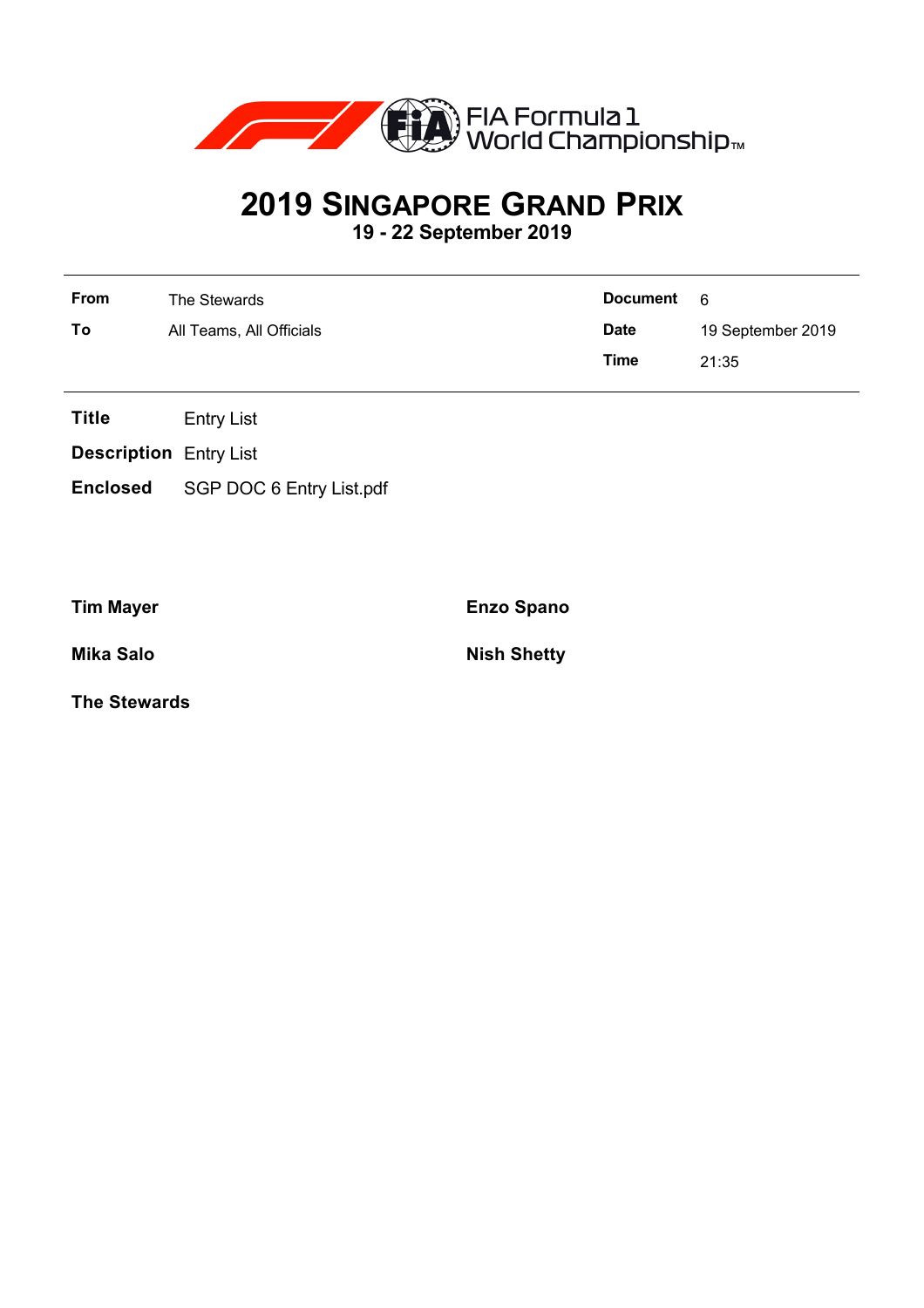FIA Formula 1 World Championship™

# 2019 Singapore Grand Prix

**19 - 22 September 2019**

| | | | |
|---|---|---|---|
| **From** | The Stewards | **Document** | 6 |
| **To** | All Teams, All Officials | **Date** | 19 September 2019 |
| | | **Time** | 21:35 |

**Title** Entry List

**Description** Entry List

**Enclosed** SGP DOC 6 Entry List.pdf

**Tim Mayer**

**Enzo Spano**

**Mika Salo**

**Nish Shetty**

**The Stewards**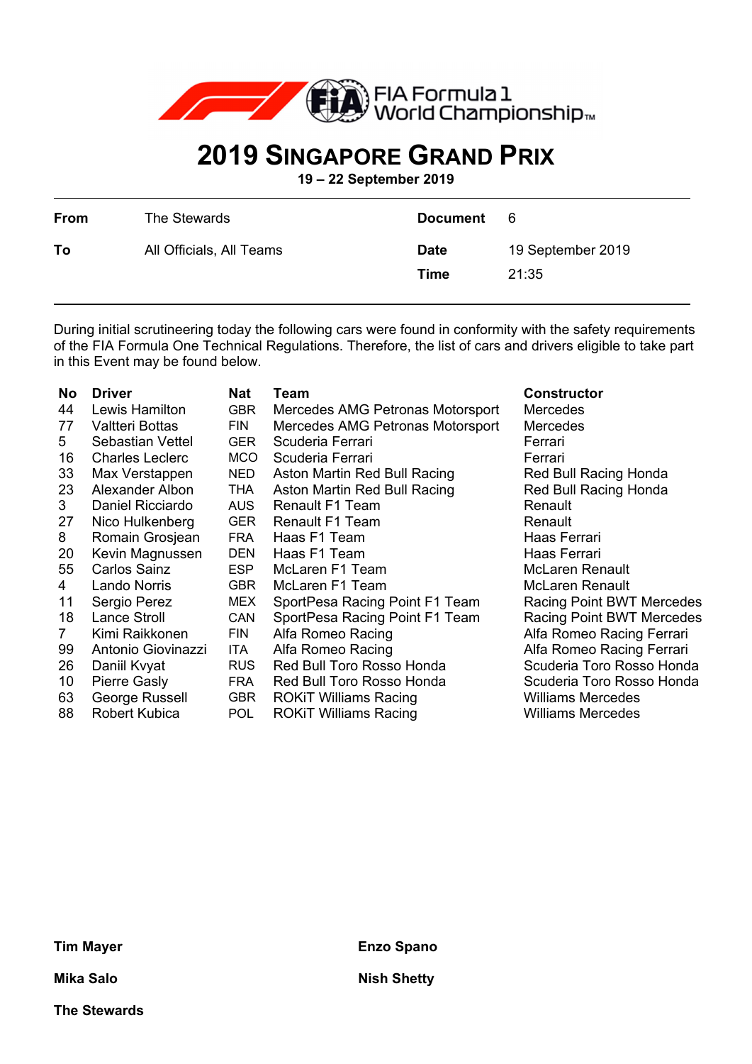FIA Formula 1 World Championship™

# 2019 SINGAPORE GRAND PRIX

**19 – 22 September 2019**

| | | | |
|---|---|---|---|
| **From** | The Stewards | **Document** | 6 |
| **To** | All Officials, All Teams | **Date** | 19 September 2019 |
| | | **Time** | 21:35 |

During initial scrutineering today the following cars were found in conformity with the safety requirements of the FIA Formula One Technical Regulations. Therefore, the list of cars and drivers eligible to take part in this Event may be found below.

| No | Driver | Nat | Team | Constructor |
|---|---|---|---|---|
| 44 | Lewis Hamilton | GBR | Mercedes AMG Petronas Motorsport | Mercedes |
| 77 | Valtteri Bottas | FIN | Mercedes AMG Petronas Motorsport | Mercedes |
| 5 | Sebastian Vettel | GER | Scuderia Ferrari | Ferrari |
| 16 | Charles Leclerc | MCO | Scuderia Ferrari | Ferrari |
| 33 | Max Verstappen | NED | Aston Martin Red Bull Racing | Red Bull Racing Honda |
| 23 | Alexander Albon | THA | Aston Martin Red Bull Racing | Red Bull Racing Honda |
| 3 | Daniel Ricciardo | AUS | Renault F1 Team | Renault |
| 27 | Nico Hulkenberg | GER | Renault F1 Team | Renault |
| 8 | Romain Grosjean | FRA | Haas F1 Team | Haas Ferrari |
| 20 | Kevin Magnussen | DEN | Haas F1 Team | Haas Ferrari |
| 55 | Carlos Sainz | ESP | McLaren F1 Team | McLaren Renault |
| 4 | Lando Norris | GBR | McLaren F1 Team | McLaren Renault |
| 11 | Sergio Perez | MEX | SportPesa Racing Point F1 Team | Racing Point BWT Mercedes |
| 18 | Lance Stroll | CAN | SportPesa Racing Point F1 Team | Racing Point BWT Mercedes |
| 7 | Kimi Raikkonen | FIN | Alfa Romeo Racing | Alfa Romeo Racing Ferrari |
| 99 | Antonio Giovinazzi | ITA | Alfa Romeo Racing | Alfa Romeo Racing Ferrari |
| 26 | Daniil Kvyat | RUS | Red Bull Toro Rosso Honda | Scuderia Toro Rosso Honda |
| 10 | Pierre Gasly | FRA | Red Bull Toro Rosso Honda | Scuderia Toro Rosso Honda |
| 63 | George Russell | GBR | ROKiT Williams Racing | Williams Mercedes |
| 88 | Robert Kubica | POL | ROKiT Williams Racing | Williams Mercedes |

**Tim Mayer**

**Enzo Spano**

**Mika Salo**

**Nish Shetty**

**The Stewards**